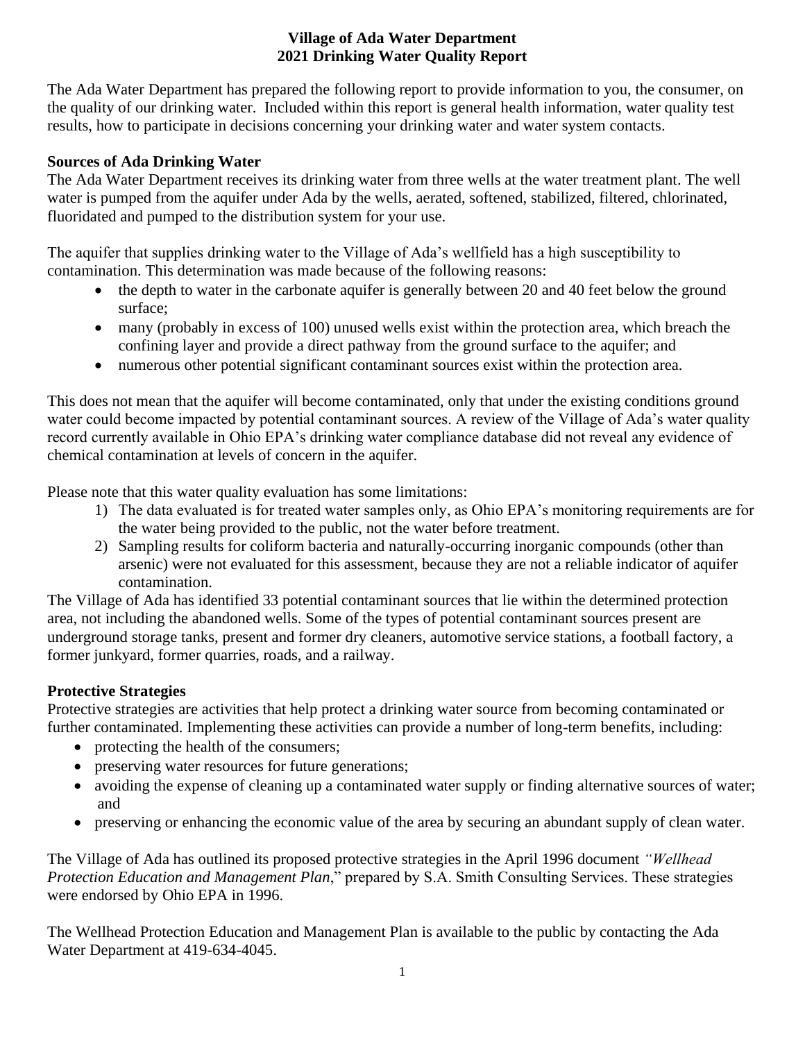# Village of Ada Water Department
# 2021 Drinking Water Quality Report

The Ada Water Department has prepared the following report to provide information to you, the consumer, on the quality of our drinking water. Included within this report is general health information, water quality test results, how to participate in decisions concerning your drinking water and water system contacts.

## Sources of Ada Drinking Water

The Ada Water Department receives its drinking water from three wells at the water treatment plant. The well water is pumped from the aquifer under Ada by the wells, aerated, softened, stabilized, filtered, chlorinated, fluoridated and pumped to the distribution system for your use.

The aquifer that supplies drinking water to the Village of Ada's wellfield has a high susceptibility to contamination. This determination was made because of the following reasons:

- the depth to water in the carbonate aquifer is generally between 20 and 40 feet below the ground surface;
- many (probably in excess of 100) unused wells exist within the protection area, which breach the confining layer and provide a direct pathway from the ground surface to the aquifer; and
- numerous other potential significant contaminant sources exist within the protection area.

This does not mean that the aquifer will become contaminated, only that under the existing conditions ground water could become impacted by potential contaminant sources. A review of the Village of Ada's water quality record currently available in Ohio EPA's drinking water compliance database did not reveal any evidence of chemical contamination at levels of concern in the aquifer.

Please note that this water quality evaluation has some limitations:

1) The data evaluated is for treated water samples only, as Ohio EPA's monitoring requirements are for the water being provided to the public, not the water before treatment.
2) Sampling results for coliform bacteria and naturally-occurring inorganic compounds (other than arsenic) were not evaluated for this assessment, because they are not a reliable indicator of aquifer contamination.

The Village of Ada has identified 33 potential contaminant sources that lie within the determined protection area, not including the abandoned wells. Some of the types of potential contaminant sources present are underground storage tanks, present and former dry cleaners, automotive service stations, a football factory, a former junkyard, former quarries, roads, and a railway.

## Protective Strategies

Protective strategies are activities that help protect a drinking water source from becoming contaminated or further contaminated. Implementing these activities can provide a number of long-term benefits, including:

- protecting the health of the consumers;
- preserving water resources for future generations;
- avoiding the expense of cleaning up a contaminated water supply or finding alternative sources of water; and
- preserving or enhancing the economic value of the area by securing an abundant supply of clean water.

The Village of Ada has outlined its proposed protective strategies in the April 1996 document *"Wellhead Protection Education and Management Plan*," prepared by S.A. Smith Consulting Services. These strategies were endorsed by Ohio EPA in 1996.

The Wellhead Protection Education and Management Plan is available to the public by contacting the Ada Water Department at 419-634-4045.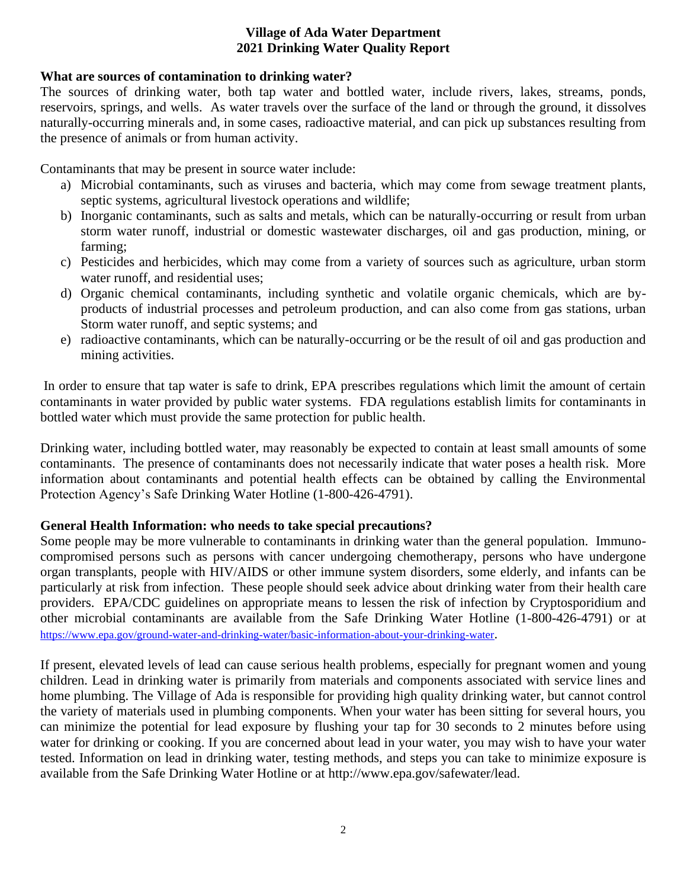**Village of Ada Water Department**
**2021 Drinking Water Quality Report**

### What are sources of contamination to drinking water?

The sources of drinking water, both tap water and bottled water, include rivers, lakes, streams, ponds, reservoirs, springs, and wells. As water travels over the surface of the land or through the ground, it dissolves naturally-occurring minerals and, in some cases, radioactive material, and can pick up substances resulting from the presence of animals or from human activity.

Contaminants that may be present in source water include:

a) Microbial contaminants, such as viruses and bacteria, which may come from sewage treatment plants, septic systems, agricultural livestock operations and wildlife;
b) Inorganic contaminants, such as salts and metals, which can be naturally-occurring or result from urban storm water runoff, industrial or domestic wastewater discharges, oil and gas production, mining, or farming;
c) Pesticides and herbicides, which may come from a variety of sources such as agriculture, urban storm water runoff, and residential uses;
d) Organic chemical contaminants, including synthetic and volatile organic chemicals, which are by-products of industrial processes and petroleum production, and can also come from gas stations, urban Storm water runoff, and septic systems; and
e) radioactive contaminants, which can be naturally-occurring or be the result of oil and gas production and mining activities.

In order to ensure that tap water is safe to drink, EPA prescribes regulations which limit the amount of certain contaminants in water provided by public water systems. FDA regulations establish limits for contaminants in bottled water which must provide the same protection for public health.

Drinking water, including bottled water, may reasonably be expected to contain at least small amounts of some contaminants. The presence of contaminants does not necessarily indicate that water poses a health risk. More information about contaminants and potential health effects can be obtained by calling the Environmental Protection Agency's Safe Drinking Water Hotline (1-800-426-4791).

### General Health Information: who needs to take special precautions?

Some people may be more vulnerable to contaminants in drinking water than the general population. Immuno-compromised persons such as persons with cancer undergoing chemotherapy, persons who have undergone organ transplants, people with HIV/AIDS or other immune system disorders, some elderly, and infants can be particularly at risk from infection. These people should seek advice about drinking water from their health care providers. EPA/CDC guidelines on appropriate means to lessen the risk of infection by Cryptosporidium and other microbial contaminants are available from the Safe Drinking Water Hotline (1-800-426-4791) or at https://www.epa.gov/ground-water-and-drinking-water/basic-information-about-your-drinking-water.

If present, elevated levels of lead can cause serious health problems, especially for pregnant women and young children. Lead in drinking water is primarily from materials and components associated with service lines and home plumbing. The Village of Ada is responsible for providing high quality drinking water, but cannot control the variety of materials used in plumbing components. When your water has been sitting for several hours, you can minimize the potential for lead exposure by flushing your tap for 30 seconds to 2 minutes before using water for drinking or cooking. If you are concerned about lead in your water, you may wish to have your water tested. Information on lead in drinking water, testing methods, and steps you can take to minimize exposure is available from the Safe Drinking Water Hotline or at http://www.epa.gov/safewater/lead.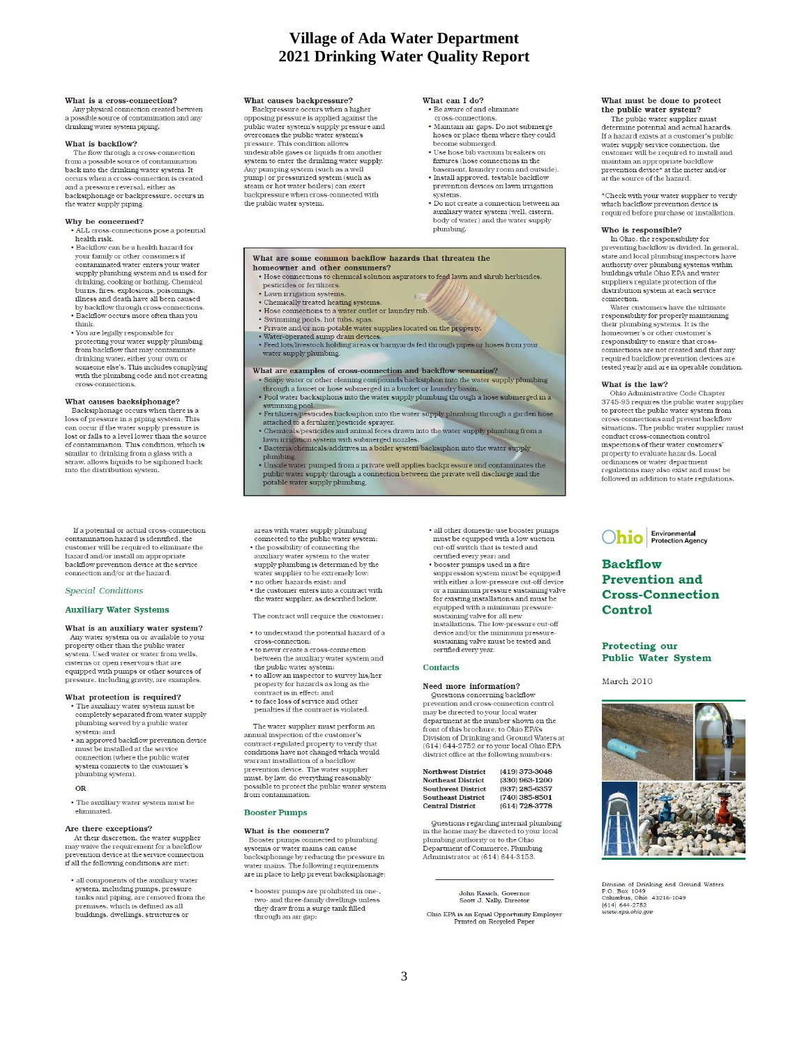# Village of Ada Water Department
# 2021 Drinking Water Quality Report

**What is a cross-connection?**

Any physical connection created between a possible source of contamination and any drinking water system piping.

**What is backflow?**

The flow through a cross-connection from a possible source of contamination back into the drinking water system. It occurs when a cross-connection is created and a pressure reversal, either as backsiphonage or backpressure, occurs in the water supply piping.

**Why be concerned?**

- ALL cross-connections pose a potential health risk.
- Backflow can be a health hazard for your family or other consumers if contaminated water enters your water supply plumbing system and is used for drinking, cooking or bathing. Chemical burns, fires, explosions, poisonings, illness and death have all been caused by backflow through cross-connections.
- Backflow occurs more often than you think.
- You are legally responsible for protecting your water supply plumbing from backflow that may contaminate drinking water, either your own or someone else's. This includes complying with the plumbing code and not creating cross-connections.

**What causes backsiphonage?**

Backsiphonage occurs when there is a loss of pressure in a piping system. This can occur if the water supply pressure is lost or falls to a level lower than the source of contamination. This condition, which is similar to drinking from a glass with a straw, allows liquids to be siphoned back into the distribution system.

**What causes backpressure?**

Backpressure occurs when a higher opposing pressure is applied against the public water system's supply pressure and overcomes the public water system's pressure. This condition allows undesirable gases or liquids from another system to enter the drinking water supply. Any pumping system (such as a well pump) or pressurized system (such as steam or hot water boilers) can exert backpressure when cross-connected with the public water system.

**What can I do?**

- Be aware of and eliminate cross-connections.
- Maintain air gaps. Do not submerge hoses or place them where they could become submerged.
- Use hose bib vacuum breakers on fixtures (hose connections in the basement, laundry room and outside).
- Install approved, testable backflow prevention devices on lawn irrigation systems.
- Do not create a connection between an auxiliary water system (well, cistern, body of water) and the water supply plumbing.

**What are some common backflow hazards that threaten the homeowner and other consumers?**

- Hose connections to chemical solution aspirators to feed lawn and shrub herbicides, pesticides or fertilizers.
- Lawn irrigation systems.
- Chemically treated heating systems.
- Hose connections to a water outlet or laundry tub.
- Swimming pools, hot tubs, spas.
- Private and/or non-potable water supplies located on the property.
- Water-operated sump drain devices.
- Feed lots/livestock holding areas or barnyards fed through pipes or hoses from your water supply plumbing.

**What are examples of cross-connection and backflow scenarios?**

- Soapy water or other cleaning compounds backsiphon into the water supply plumbing through a faucet or hose submerged in a bucket or laundry basin.
- Pool water backsiphons into the water supply plumbing through a hose submerged in a swimming pool.
- Fertilizers/pesticides backsiphon into the water supply plumbing through a garden hose attached to a fertilizer/pesticide sprayer.
- Chemicals/pesticides and animal feces drawn into the water supply plumbing from a lawn irrigation system with submerged nozzles.
- Bacteria/chemicals/additives in a boiler system backsiphon into the water supply plumbing.
- Unsafe water pumped from a private well applies backpressure and contaminates the public water supply through a connection between the private well discharge and the potable water supply plumbing.

**What must be done to protect the public water system?**

The public water supplier must determine potential and actual hazards. If a hazard exists at a customer's public water supply service connection, the customer will be required to install and maintain an appropriate backflow prevention device* at the meter and/or at the source of the hazard.

*Check with your water supplier to verify which backflow prevention device is required before purchase or installation.

**Who is responsible?**

In Ohio, the responsibility for preventing backflow is divided. In general, state and local plumbing inspectors have authority over plumbing systems within buildings while Ohio EPA and water suppliers regulate protection of the distribution system at each service connection.

Water customers have the ultimate responsibility for properly maintaining their plumbing systems. It is the homeowner's or other customer's responsibility to ensure that cross-connections are not created and that any required backflow prevention devices are tested yearly and are in operable condition.

**What is the law?**

Ohio Administrative Code Chapter 3745-95 requires the public water supplier to protect the public water system from cross-connections and prevent backflow situations. The public water supplier must conduct cross-connection control inspections of their water customers' property to evaluate hazards. Local ordinances or water department regulations may also exist and must be followed in addition to state regulations.

If a potential or actual cross-connection contamination hazard is identified, the customer will be required to eliminate the hazard and/or install an appropriate backflow prevention device at the service connection and/or at the hazard.

## *Special Conditions*

### Auxiliary Water Systems

**What is an auxiliary water system?**

Any water system on or available to your property other than the public water system. Used water or water from wells, cisterns or open reservoirs that are equipped with pumps or other sources of pressure, including gravity, are examples.

**What protection is required?**

- The auxiliary water system must be completely separated from water supply plumbing served by a public water system; and
- an approved backflow prevention device must be installed at the service connection (where the public water system connects to the customer's plumbing system).

OR

- The auxiliary water system must be eliminated.

**Are there exceptions?**

At their discretion, the water supplier may waive the requirement for a backflow prevention device at the service connection if all the following conditions are met:

- all components of the auxiliary water system, including pumps, pressure tanks and piping, are removed from the premises, which is defined as all buildings, dwellings, structures or areas with water supply plumbing connected to the public water system;
- the possibility of connecting the auxiliary water system to the water supply plumbing is determined by the water supplier to be extremely low;
- no other hazards exist; and
- the customer enters into a contract with the water supplier, as described below.

The contract will require the customer:

- to understand the potential hazard of a cross-connection;
- to never create a cross-connection between the auxiliary water system and the public water system;
- to allow an inspector to survey his/her property for hazards as long as the contract is in effect; and
- to face loss of service and other penalties if the contract is violated.

The water supplier must perform an annual inspection of the customer's contract-regulated property to verify that conditions have not changed which would warrant installation of a backflow prevention device. The water supplier must, by law, do everything reasonably possible to protect the public water system from contamination.

### Booster Pumps

**What is the concern?**

Booster pumps connected to plumbing systems or water mains can cause backsiphonage by reducing the pressure in water mains. The following requirements are in place to help prevent backsiphonage:

- booster pumps are prohibited in one-, two- and three-family dwellings unless they draw from a surge tank filled through an air gap;
- all other domestic-use booster pumps must be equipped with a low suction cut-off switch that is tested and certified every year; and
- booster pumps used in a fire suppression system must be equipped with either a low-pressure cut-off device or a minimum pressure sustaining valve for existing installations and must be equipped with a minimum pressure-sustaining valve for all new installations. The low-pressure cut-off device and/or the minimum pressure-sustaining valve must be tested and certified every year.

### Contacts

**Need more information?**

Questions concerning backflow prevention and cross-connection control may be directed to your local water department at the number shown on the front of this brochure, to Ohio EPA's Division of Drinking and Ground Waters at (614) 644-2752 or to your local Ohio EPA district office at the following numbers:

| District | Phone |
|---|---|
| **Northwest District** | (419) 373-3048 |
| **Northeast District** | (330) 963-1200 |
| **Southwest District** | (937) 285-6357 |
| **Southeast District** | (740) 385-8501 |
| **Central District** | (614) 728-3778 |

Questions regarding internal plumbing in the home may be directed to your local plumbing authority or to the Ohio Department of Commerce, Plumbing Administrator at (614) 644-3153.

John Kasich, Governor
Scott J. Nally, Director

Ohio EPA is an Equal Opportunity Employer
Printed on Recycled Paper

Ohio Environmental Protection Agency

## Backflow Prevention and Cross-Connection Control

### Protecting our Public Water System

March 2010

Division of Drinking and Ground Waters
P.O. Box 1049
Columbus, Ohio 43216-1049
(614) 644-2752
*www.epa.ohio.gov*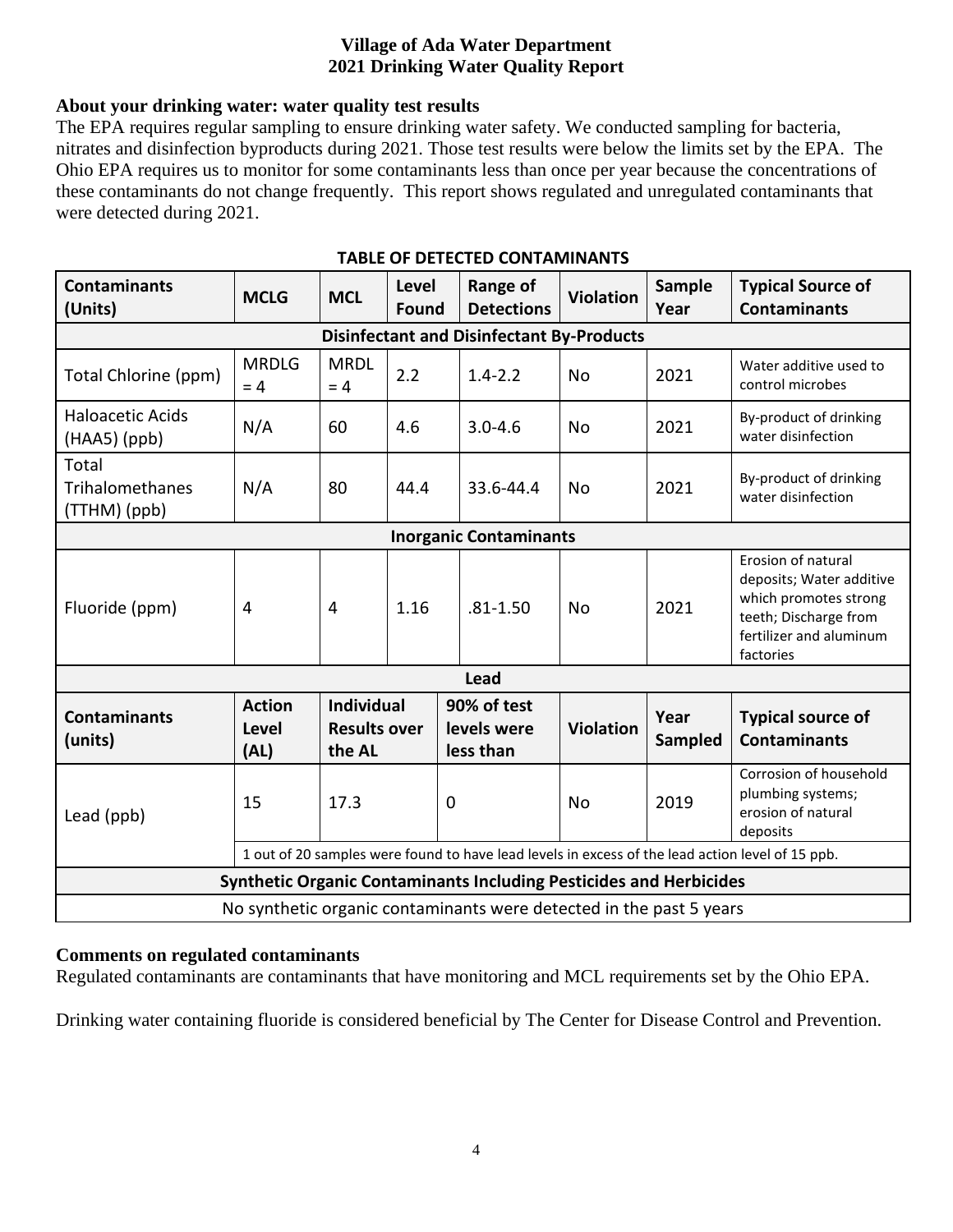# Village of Ada Water Department
# 2021 Drinking Water Quality Report

**About your drinking water: water quality test results**

The EPA requires regular sampling to ensure drinking water safety. We conducted sampling for bacteria, nitrates and disinfection byproducts during 2021. Those test results were below the limits set by the EPA. The Ohio EPA requires us to monitor for some contaminants less than once per year because the concentrations of these contaminants do not change frequently. This report shows regulated and unregulated contaminants that were detected during 2021.

**TABLE OF DETECTED CONTAMINANTS**

| Contaminants (Units) | MCLG | MCL | Level Found | Range of Detections | Violation | Sample Year | Typical Source of Contaminants |
|---|---|---|---|---|---|---|---|
| **Disinfectant and Disinfectant By-Products** | | | | | | | |
| Total Chlorine (ppm) | MRDLG = 4 | MRDL = 4 | 2.2 | 1.4-2.2 | No | 2021 | Water additive used to control microbes |
| Haloacetic Acids (HAA5) (ppb) | N/A | 60 | 4.6 | 3.0-4.6 | No | 2021 | By-product of drinking water disinfection |
| Total Trihalomethanes (TTHM) (ppb) | N/A | 80 | 44.4 | 33.6-44.4 | No | 2021 | By-product of drinking water disinfection |
| **Inorganic Contaminants** | | | | | | | |
| Fluoride (ppm) | 4 | 4 | 1.16 | .81-1.50 | No | 2021 | Erosion of natural deposits; Water additive which promotes strong teeth; Discharge from fertilizer and aluminum factories |
| **Lead** | | | | | | | |
| **Contaminants (units)** | **Action Level (AL)** | **Individual Results over the AL** | | **90% of test levels were less than** | **Violation** | **Year Sampled** | **Typical source of Contaminants** |
| Lead (ppb) | 15 | 17.3 | | 0 | No | 2019 | Corrosion of household plumbing systems; erosion of natural deposits |
| | 1 out of 20 samples were found to have lead levels in excess of the lead action level of 15 ppb. | | | | | | |
| **Synthetic Organic Contaminants Including Pesticides and Herbicides** | | | | | | | |
| No synthetic organic contaminants were detected in the past 5 years | | | | | | | |

**Comments on regulated contaminants**

Regulated contaminants are contaminants that have monitoring and MCL requirements set by the Ohio EPA.

Drinking water containing fluoride is considered beneficial by The Center for Disease Control and Prevention.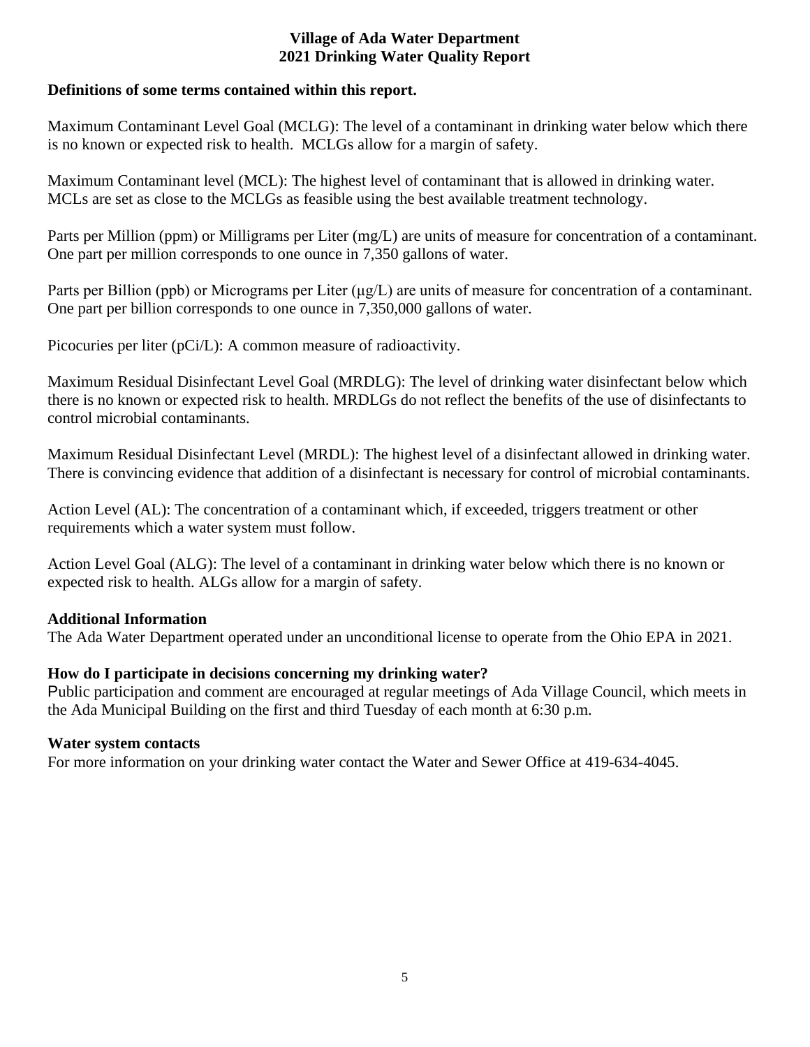**Village of Ada Water Department**
**2021 Drinking Water Quality Report**

**Definitions of some terms contained within this report.**

Maximum Contaminant Level Goal (MCLG): The level of a contaminant in drinking water below which there is no known or expected risk to health. MCLGs allow for a margin of safety.

Maximum Contaminant level (MCL): The highest level of contaminant that is allowed in drinking water. MCLs are set as close to the MCLGs as feasible using the best available treatment technology.

Parts per Million (ppm) or Milligrams per Liter (mg/L) are units of measure for concentration of a contaminant. One part per million corresponds to one ounce in 7,350 gallons of water.

Parts per Billion (ppb) or Micrograms per Liter (μg/L) are units of measure for concentration of a contaminant. One part per billion corresponds to one ounce in 7,350,000 gallons of water.

Picocuries per liter (pCi/L): A common measure of radioactivity.

Maximum Residual Disinfectant Level Goal (MRDLG): The level of drinking water disinfectant below which there is no known or expected risk to health. MRDLGs do not reflect the benefits of the use of disinfectants to control microbial contaminants.

Maximum Residual Disinfectant Level (MRDL): The highest level of a disinfectant allowed in drinking water. There is convincing evidence that addition of a disinfectant is necessary for control of microbial contaminants.

Action Level (AL): The concentration of a contaminant which, if exceeded, triggers treatment or other requirements which a water system must follow.

Action Level Goal (ALG): The level of a contaminant in drinking water below which there is no known or expected risk to health. ALGs allow for a margin of safety.

## Additional Information

The Ada Water Department operated under an unconditional license to operate from the Ohio EPA in 2021.

## How do I participate in decisions concerning my drinking water?

Public participation and comment are encouraged at regular meetings of Ada Village Council, which meets in the Ada Municipal Building on the first and third Tuesday of each month at 6:30 p.m.

## Water system contacts

For more information on your drinking water contact the Water and Sewer Office at 419-634-4045.